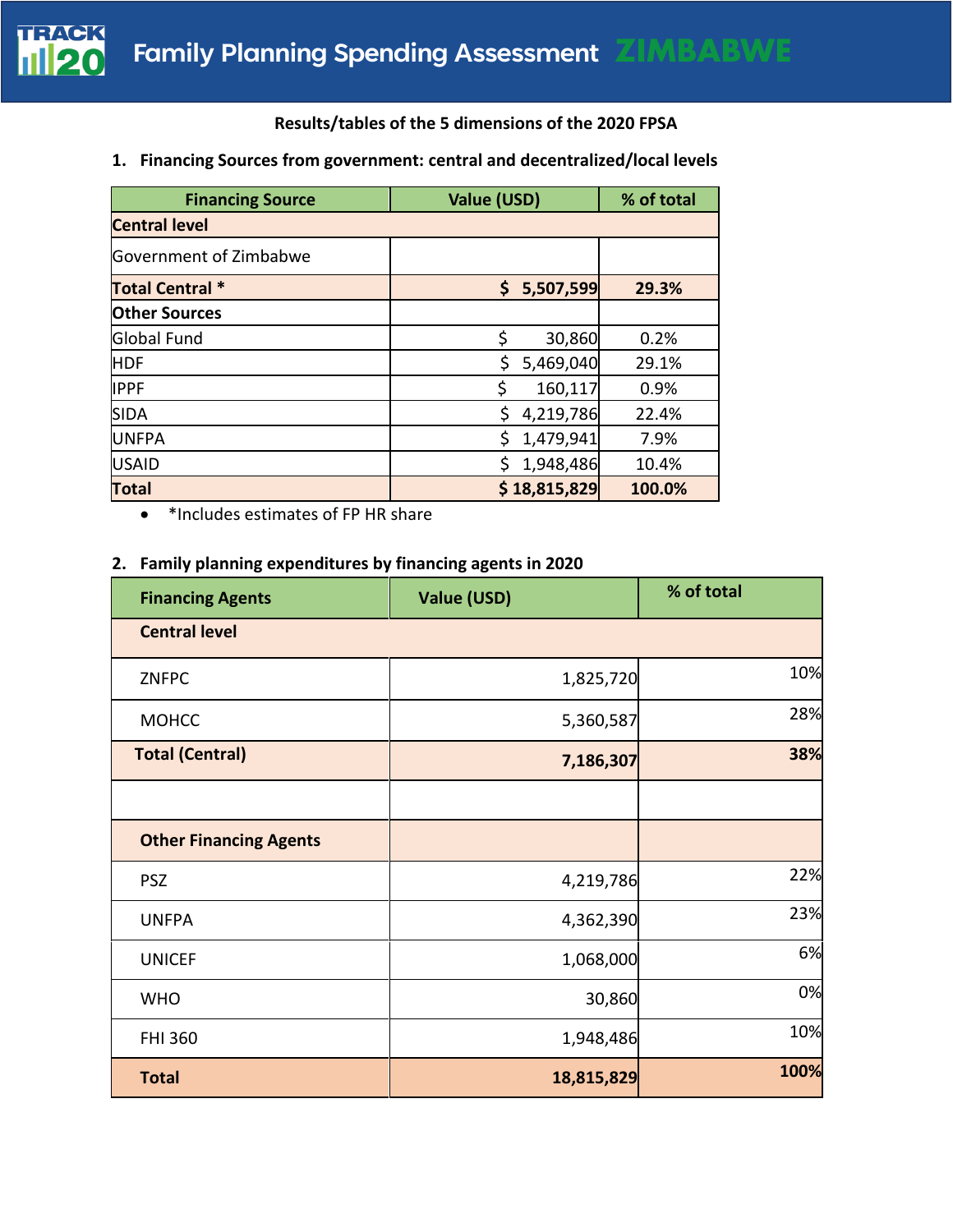# Family Planning Spending Assessment ZIMBABWE

**Results/tables of the 5 dimensions of the 2020 FPSA**

1. **Financing Sources from government: central and decentralized/local levels**

| Financing Source | Value (USD) | % of total |
|---|---|---|
| **Central level** | | |
| Government of Zimbabwe | | |
| **Total Central *** | **$ 5,507,599** | **29.3%** |
| **Other Sources** | | |
| Global Fund | $ 30,860 | 0.2% |
| HDF | $ 5,469,040 | 29.1% |
| IPPF | $ 160,117 | 0.9% |
| SIDA | $ 4,219,786 | 22.4% |
| UNFPA | $ 1,479,941 | 7.9% |
| USAID | $ 1,948,486 | 10.4% |
| **Total** | **$ 18,815,829** | **100.0%** |

- *Includes estimates of FP HR share

2. **Family planning expenditures by financing agents in 2020**

| Financing Agents | Value (USD) | % of total |
|---|---|---|
| **Central level** | | |
| ZNFPC | 1,825,720 | 10% |
| MOHCC | 5,360,587 | 28% |
| **Total (Central)** | **7,186,307** | **38%** |
| | | |
| **Other Financing Agents** | | |
| PSZ | 4,219,786 | 22% |
| UNFPA | 4,362,390 | 23% |
| UNICEF | 1,068,000 | 6% |
| WHO | 30,860 | 0% |
| FHI 360 | 1,948,486 | 10% |
| **Total** | **18,815,829** | **100%** |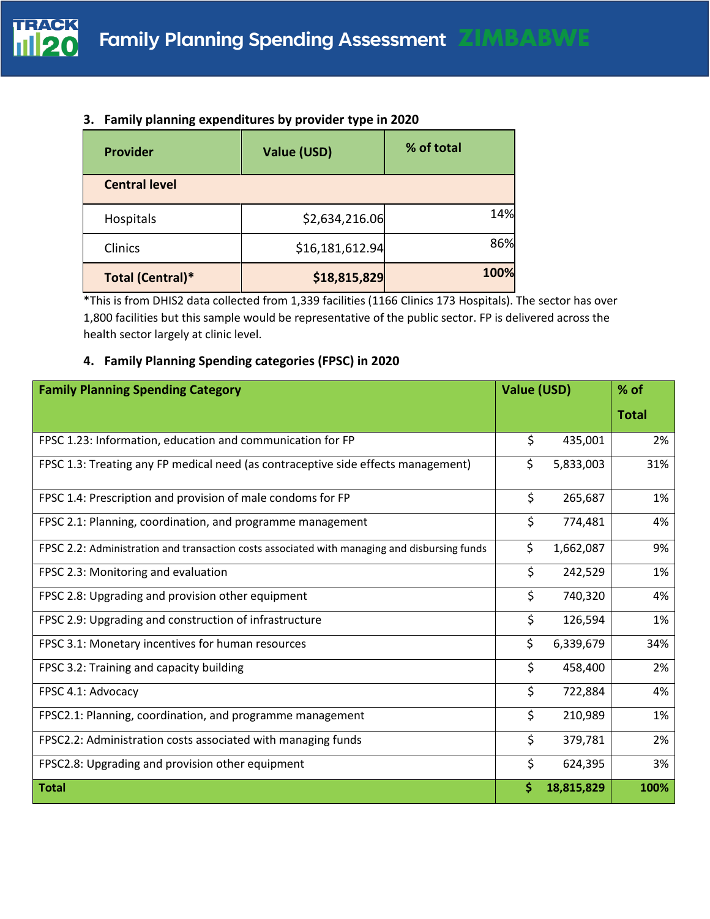## 3. Family planning expenditures by provider type in 2020

| Provider | Value (USD) | % of total |
|---|---|---|
| **Central level** | | |
| Hospitals | $2,634,216.06 | 14% |
| Clinics | $16,181,612.94 | 86% |
| **Total (Central)*** | **$18,815,829** | **100%** |

*This is from DHIS2 data collected from 1,339 facilities (1166 Clinics 173 Hospitals). The sector has over 1,800 facilities but this sample would be representative of the public sector. FP is delivered across the health sector largely at clinic level.

## 4. Family Planning Spending categories (FPSC) in 2020

| Family Planning Spending Category | Value (USD) | % of Total |
|---|---|---|
| FPSC 1.23: Information, education and communication for FP | $ 435,001 | 2% |
| FPSC 1.3: Treating any FP medical need (as contraceptive side effects management) | $ 5,833,003 | 31% |
| FPSC 1.4: Prescription and provision of male condoms for FP | $ 265,687 | 1% |
| FPSC 2.1: Planning, coordination, and programme management | $ 774,481 | 4% |
| FPSC 2.2: Administration and transaction costs associated with managing and disbursing funds | $ 1,662,087 | 9% |
| FPSC 2.3: Monitoring and evaluation | $ 242,529 | 1% |
| FPSC 2.8: Upgrading and provision other equipment | $ 740,320 | 4% |
| FPSC 2.9: Upgrading and construction of infrastructure | $ 126,594 | 1% |
| FPSC 3.1: Monetary incentives for human resources | $ 6,339,679 | 34% |
| FPSC 3.2: Training and capacity building | $ 458,400 | 2% |
| FPSC 4.1: Advocacy | $ 722,884 | 4% |
| FPSC2.1: Planning, coordination, and programme management | $ 210,989 | 1% |
| FPSC2.2: Administration costs associated with managing funds | $ 379,781 | 2% |
| FPSC2.8: Upgrading and provision other equipment | $ 624,395 | 3% |
| **Total** | **$ 18,815,829** | **100%** |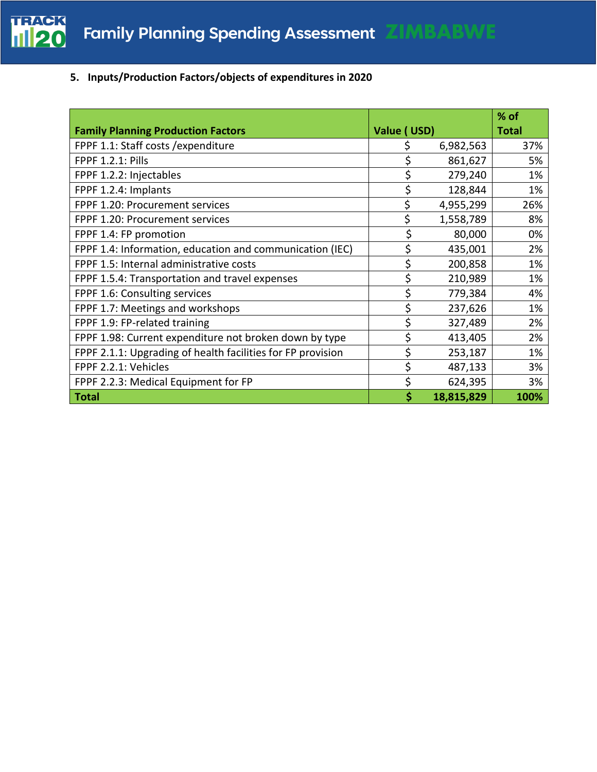## 5. Inputs/Production Factors/objects of expenditures in 2020

| Family Planning Production Factors | Value ( USD) | % of Total |
|---|---|---|
| FPPF 1.1: Staff costs /expenditure | $ 6,982,563 | 37% |
| FPPF 1.2.1: Pills | $ 861,627 | 5% |
| FPPF 1.2.2: Injectables | $ 279,240 | 1% |
| FPPF 1.2.4: Implants | $ 128,844 | 1% |
| FPPF 1.20: Procurement services | $ 4,955,299 | 26% |
| FPPF 1.20: Procurement services | $ 1,558,789 | 8% |
| FPPF 1.4: FP promotion | $ 80,000 | 0% |
| FPPF 1.4: Information, education and communication (IEC) | $ 435,001 | 2% |
| FPPF 1.5: Internal administrative costs | $ 200,858 | 1% |
| FPPF 1.5.4: Transportation and travel expenses | $ 210,989 | 1% |
| FPPF 1.6: Consulting services | $ 779,384 | 4% |
| FPPF 1.7: Meetings and workshops | $ 237,626 | 1% |
| FPPF 1.9: FP-related training | $ 327,489 | 2% |
| FPPF 1.98: Current expenditure not broken down by type | $ 413,405 | 2% |
| FPPF 2.1.1: Upgrading of health facilities for FP provision | $ 253,187 | 1% |
| FPPF 2.2.1: Vehicles | $ 487,133 | 3% |
| FPPF 2.2.3: Medical Equipment for FP | $ 624,395 | 3% |
| **Total** | **$ 18,815,829** | **100%** |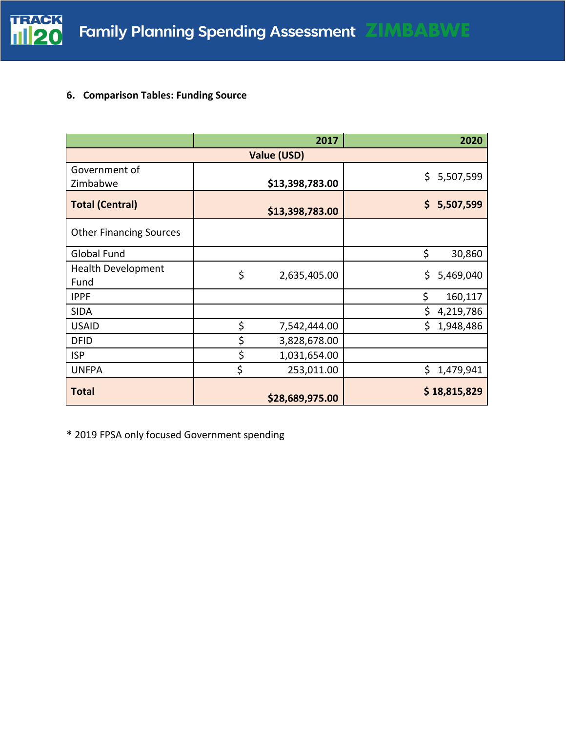### 6. Comparison Tables: Funding Source

| | 2017 | 2020 |
|---|---|---|
| Value (USD) | | |
| Government of Zimbabwe | $13,398,783.00 | $ 5,507,599 |
| **Total (Central)** | **$13,398,783.00** | **$ 5,507,599** |
| Other Financing Sources | | |
| Global Fund | | $ 30,860 |
| Health Development Fund | $ 2,635,405.00 | $ 5,469,040 |
| IPPF | | $ 160,117 |
| SIDA | | $ 4,219,786 |
| USAID | $ 7,542,444.00 | $ 1,948,486 |
| DFID | $ 3,828,678.00 | |
| ISP | $ 1,031,654.00 | |
| UNFPA | $ 253,011.00 | $ 1,479,941 |
| **Total** | **$28,689,975.00** | **$ 18,815,829** |

**\*** 2019 FPSA only focused Government spending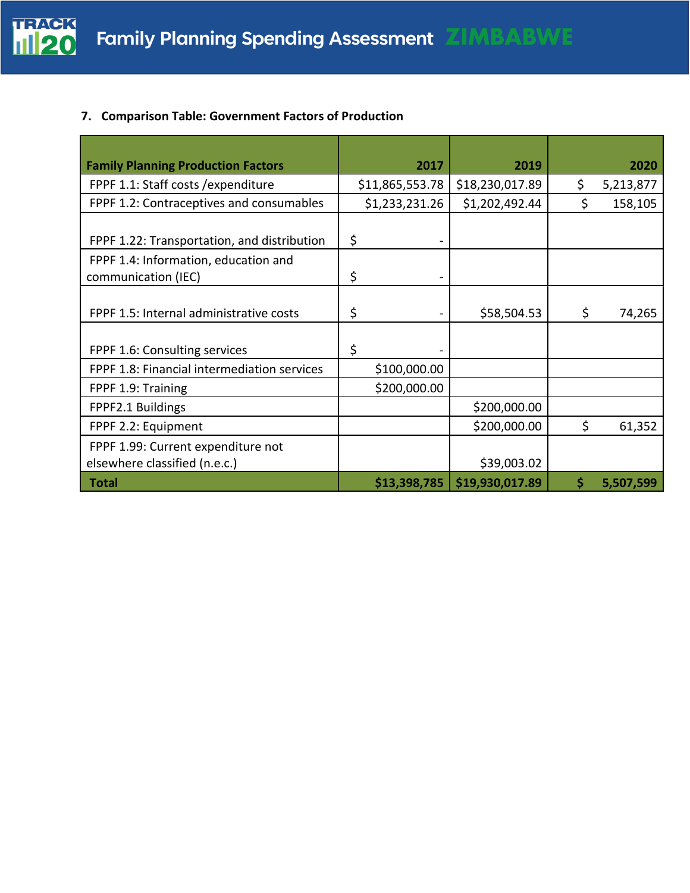### 7. Comparison Table: Government Factors of Production

| Family Planning Production Factors | 2017 | 2019 | 2020 |
|---|---|---|---|
| FPPF 1.1: Staff costs /expenditure | $11,865,553.78 | $18,230,017.89 | $ 5,213,877 |
| FPPF 1.2: Contraceptives and consumables | $1,233,231.26 | $1,202,492.44 | $ 158,105 |
| FPPF 1.22: Transportation, and distribution | $ - | | |
| FPPF 1.4: Information, education and communication (IEC) | $ - | | |
| FPPF 1.5: Internal administrative costs | $ - | $58,504.53 | $ 74,265 |
| FPPF 1.6: Consulting services | $ - | | |
| FPPF 1.8: Financial intermediation services | $100,000.00 | | |
| FPPF 1.9: Training | $200,000.00 | | |
| FPPF2.1 Buildings | | $200,000.00 | |
| FPPF 2.2: Equipment | | $200,000.00 | $ 61,352 |
| FPPF 1.99: Current expenditure not elsewhere classified (n.e.c.) | | $39,003.02 | |
| **Total** | **$13,398,785** | **$19,930,017.89** | **$ 5,507,599** |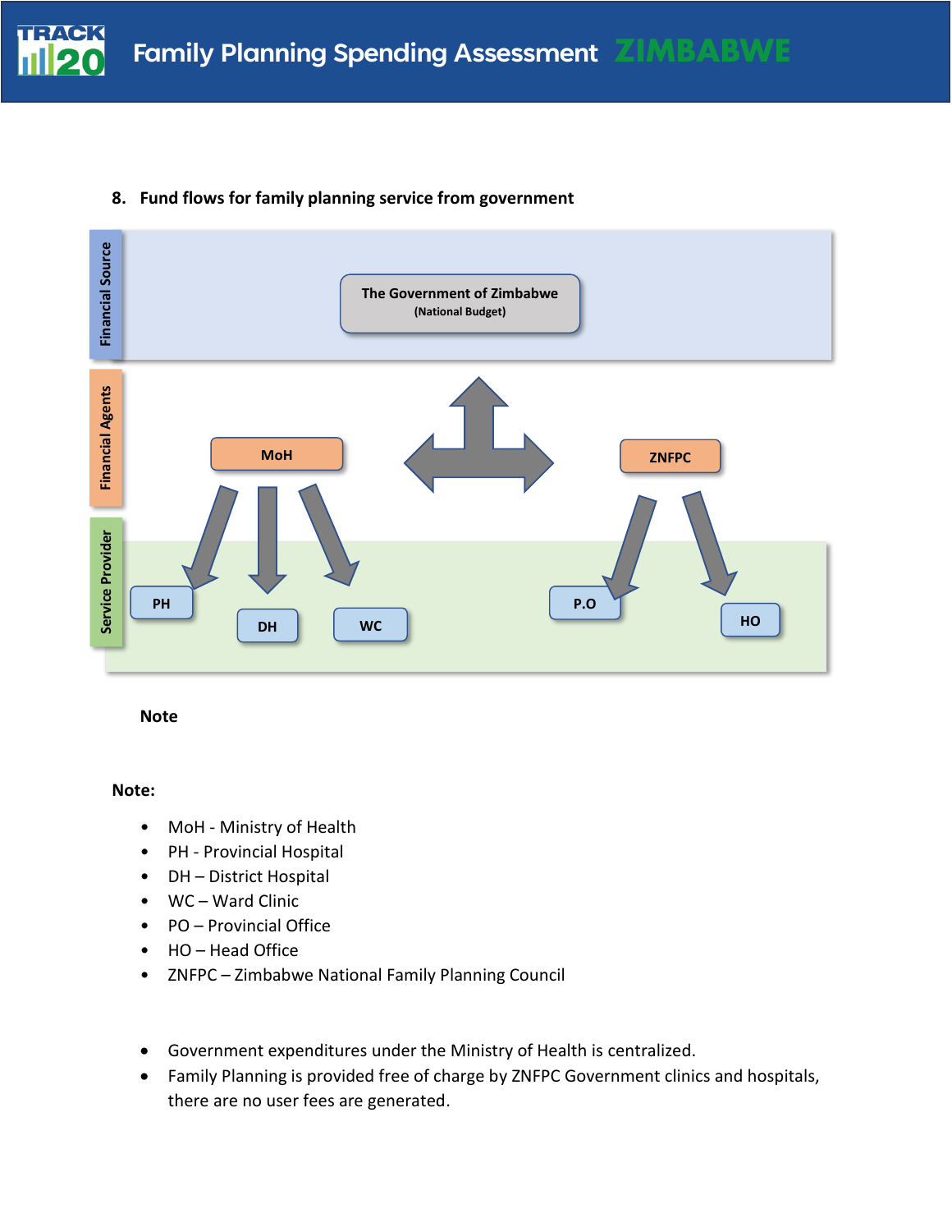## 8. Fund flows for family planning service from government

Financial Source

The Government of Zimbabwe
(National Budget)

Financial Agents

MoH

ZNFPC

Service Provider

PH

DH

WC

P.O

HO

**Note**

**Note:**

- MoH - Ministry of Health
- PH - Provincial Hospital
- DH – District Hospital
- WC – Ward Clinic
- PO – Provincial Office
- HO – Head Office
- ZNFPC – Zimbabwe National Family Planning Council

- Government expenditures under the Ministry of Health is centralized.
- Family Planning is provided free of charge by ZNFPC Government clinics and hospitals, there are no user fees are generated.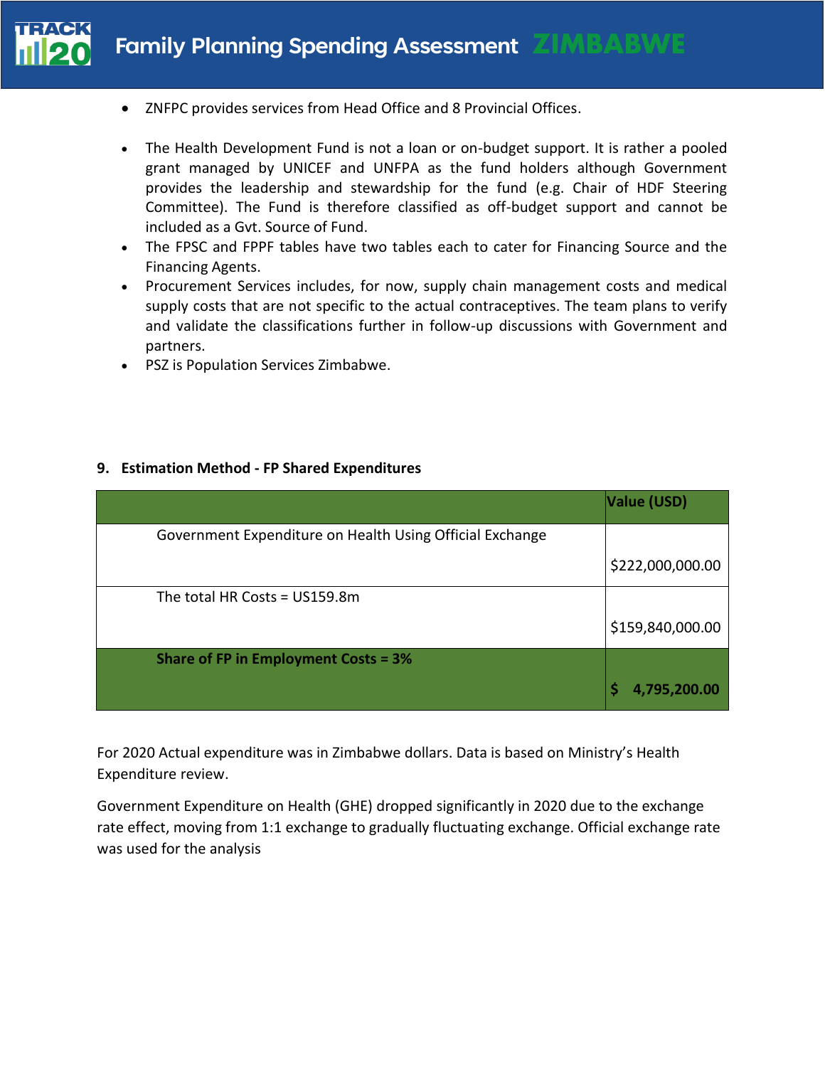- ZNFPC provides services from Head Office and 8 Provincial Offices.

- The Health Development Fund is not a loan or on-budget support. It is rather a pooled grant managed by UNICEF and UNFPA as the fund holders although Government provides the leadership and stewardship for the fund (e.g. Chair of HDF Steering Committee). The Fund is therefore classified as off-budget support and cannot be included as a Gvt. Source of Fund.
- The FPSC and FPPF tables have two tables each to cater for Financing Source and the Financing Agents.
- Procurement Services includes, for now, supply chain management costs and medical supply costs that are not specific to the actual contraceptives. The team plans to verify and validate the classifications further in follow-up discussions with Government and partners.
- PSZ is Population Services Zimbabwe.

## 9. Estimation Method - FP Shared Expenditures

| | Value (USD) |
|---|---|
| Government Expenditure on Health Using Official Exchange | $222,000,000.00 |
| The total HR Costs = US159.8m | $159,840,000.00 |
| **Share of FP in Employment Costs = 3%** | **$ 4,795,200.00** |

For 2020 Actual expenditure was in Zimbabwe dollars. Data is based on Ministry's Health Expenditure review.

Government Expenditure on Health (GHE) dropped significantly in 2020 due to the exchange rate effect, moving from 1:1 exchange to gradually fluctuating exchange. Official exchange rate was used for the analysis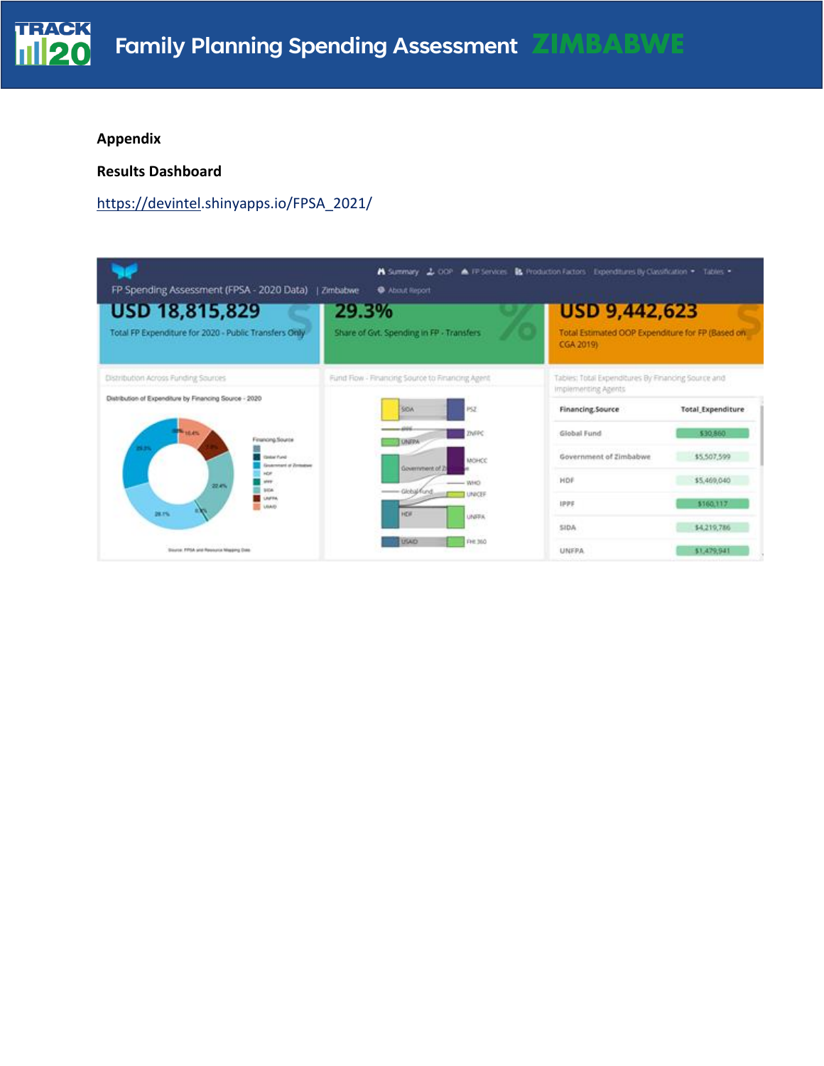**Appendix**

**Results Dashboard**

https://devintel.shinyapps.io/FPSA_2021/

FP Spending Assessment (FPSA - 2020 Data) | Zimbabwe

Summary | OOP | FP Services | Production Factors | Expenditures By Classification | Tables | About Report

USD 18,815,829
Total FP Expenditure for 2020 - Public Transfers Only

29.3%
Share of Gvt. Spending in FP - Transfers

USD 9,442,623
Total Estimated OOP Expenditure for FP (Based on CGA 2019)

Distribution Across Funding Sources

Distribution of Expenditure by Financing Source - 2020

10.4%
7.9%
22.4%
0.9%
29.1%
29.3%

Financing Source: Global Fund, Government of Zimbabwe, HDF, IPPF, SIDA, UNFPA, USAID

Source: FPSA and Resource Mapping Data

Fund Flow - Financing Source to Financing Agent

SIDA, IPPF, UNFPA, Government of Zimbabwe, Global Fund, HDF, USAID
PSZ, ZNFPC, MOHCC, WHO, UNICEF, UNFPA, FHI 360

Tables: Total Expenditures By Financing Source and Implementing Agents

| Financing.Source | Total_Expenditure |
|---|---|
| Global Fund | $30,860 |
| Government of Zimbabwe | $5,507,599 |
| HDF | $5,469,040 |
| IPPF | $160,117 |
| SIDA | $4,219,786 |
| UNFPA | $1,479,941 |